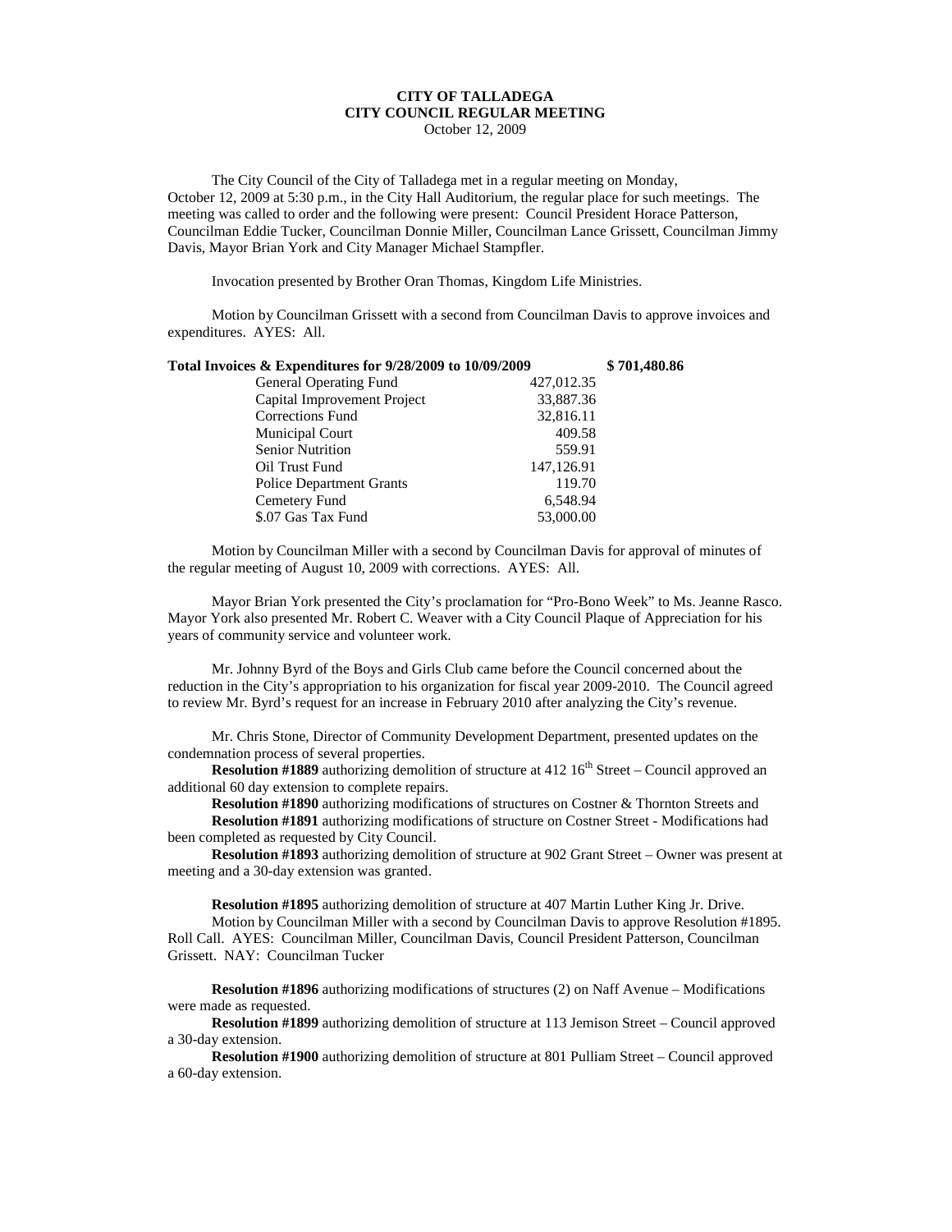**CITY OF TALLADEGA**
**CITY COUNCIL REGULAR MEETING**
October 12, 2009

The City Council of the City of Talladega met in a regular meeting on Monday, October 12, 2009 at 5:30 p.m., in the City Hall Auditorium, the regular place for such meetings. The meeting was called to order and the following were present: Council President Horace Patterson, Councilman Eddie Tucker, Councilman Donnie Miller, Councilman Lance Grissett, Councilman Jimmy Davis, Mayor Brian York and City Manager Michael Stampfler.

Invocation presented by Brother Oran Thomas, Kingdom Life Ministries.

Motion by Councilman Grissett with a second from Councilman Davis to approve invoices and expenditures. AYES: All.

| **Total Invoices & Expenditures for 9/28/2009 to 10/09/2009** | | **$ 701,480.86** |
|---|---|---|
| General Operating Fund | 427,012.35 | |
| Capital Improvement Project | 33,887.36 | |
| Corrections Fund | 32,816.11 | |
| Municipal Court | 409.58 | |
| Senior Nutrition | 559.91 | |
| Oil Trust Fund | 147,126.91 | |
| Police Department Grants | 119.70 | |
| Cemetery Fund | 6,548.94 | |
| $.07 Gas Tax Fund | 53,000.00 | |

Motion by Councilman Miller with a second by Councilman Davis for approval of minutes of the regular meeting of August 10, 2009 with corrections. AYES: All.

Mayor Brian York presented the City's proclamation for "Pro-Bono Week" to Ms. Jeanne Rasco. Mayor York also presented Mr. Robert C. Weaver with a City Council Plaque of Appreciation for his years of community service and volunteer work.

Mr. Johnny Byrd of the Boys and Girls Club came before the Council concerned about the reduction in the City's appropriation to his organization for fiscal year 2009-2010. The Council agreed to review Mr. Byrd's request for an increase in February 2010 after analyzing the City's revenue.

Mr. Chris Stone, Director of Community Development Department, presented updates on the condemnation process of several properties.

**Resolution #1889** authorizing demolition of structure at 412 16th Street – Council approved an additional 60 day extension to complete repairs.

**Resolution #1890** authorizing modifications of structures on Costner & Thornton Streets and **Resolution #1891** authorizing modifications of structure on Costner Street - Modifications had been completed as requested by City Council.

**Resolution #1893** authorizing demolition of structure at 902 Grant Street – Owner was present at meeting and a 30-day extension was granted.

**Resolution #1895** authorizing demolition of structure at 407 Martin Luther King Jr. Drive.

Motion by Councilman Miller with a second by Councilman Davis to approve Resolution #1895. Roll Call. AYES: Councilman Miller, Councilman Davis, Council President Patterson, Councilman Grissett. NAY: Councilman Tucker

**Resolution #1896** authorizing modifications of structures (2) on Naff Avenue – Modifications were made as requested.

**Resolution #1899** authorizing demolition of structure at 113 Jemison Street – Council approved a 30-day extension.

**Resolution #1900** authorizing demolition of structure at 801 Pulliam Street – Council approved a 60-day extension.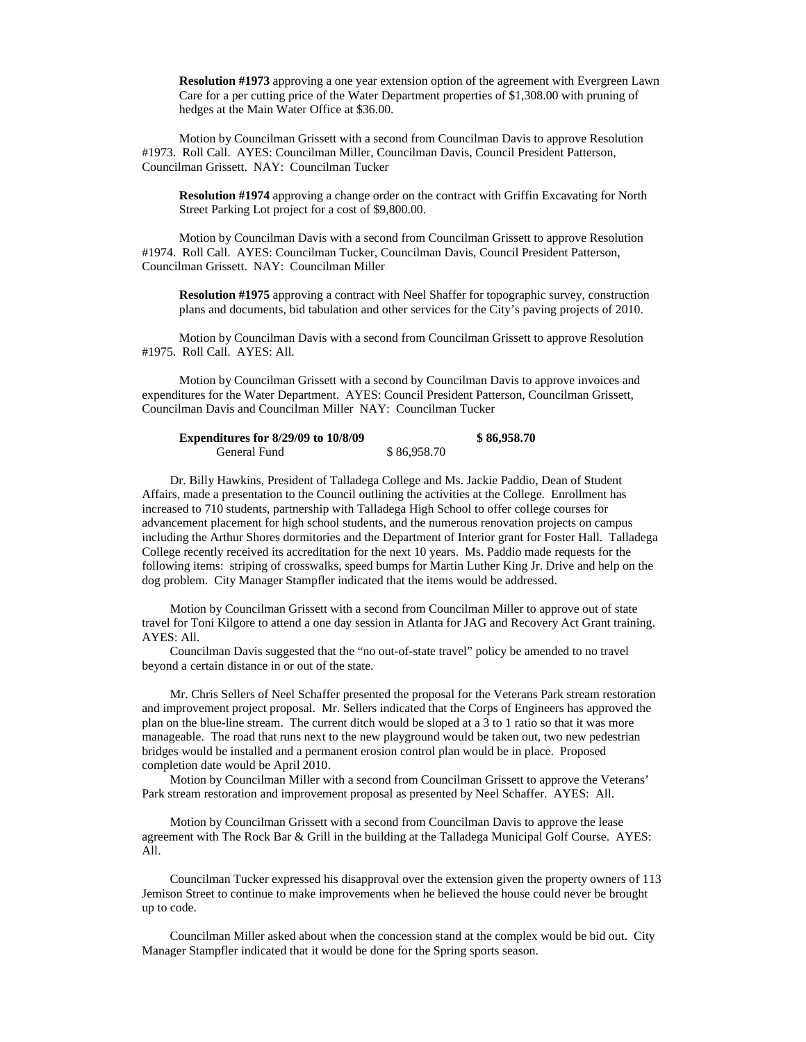**Resolution #1973** approving a one year extension option of the agreement with Evergreen Lawn Care for a per cutting price of the Water Department properties of $1,308.00 with pruning of hedges at the Main Water Office at $36.00.

Motion by Councilman Grissett with a second from Councilman Davis to approve Resolution #1973. Roll Call. AYES: Councilman Miller, Councilman Davis, Council President Patterson, Councilman Grissett. NAY: Councilman Tucker

**Resolution #1974** approving a change order on the contract with Griffin Excavating for North Street Parking Lot project for a cost of $9,800.00.

Motion by Councilman Davis with a second from Councilman Grissett to approve Resolution #1974. Roll Call. AYES: Councilman Tucker, Councilman Davis, Council President Patterson, Councilman Grissett. NAY: Councilman Miller

**Resolution #1975** approving a contract with Neel Shaffer for topographic survey, construction plans and documents, bid tabulation and other services for the City's paving projects of 2010.

Motion by Councilman Davis with a second from Councilman Grissett to approve Resolution #1975. Roll Call. AYES: All.

Motion by Councilman Grissett with a second by Councilman Davis to approve invoices and expenditures for the Water Department. AYES: Council President Patterson, Councilman Grissett, Councilman Davis and Councilman Miller NAY: Councilman Tucker

| **Expenditures for 8/29/09 to 10/8/09** | | **$ 86,958.70** |
|---|---|---|
| General Fund | $ 86,958.70 | |

Dr. Billy Hawkins, President of Talladega College and Ms. Jackie Paddio, Dean of Student Affairs, made a presentation to the Council outlining the activities at the College. Enrollment has increased to 710 students, partnership with Talladega High School to offer college courses for advancement placement for high school students, and the numerous renovation projects on campus including the Arthur Shores dormitories and the Department of Interior grant for Foster Hall. Talladega College recently received its accreditation for the next 10 years. Ms. Paddio made requests for the following items: striping of crosswalks, speed bumps for Martin Luther King Jr. Drive and help on the dog problem. City Manager Stampfler indicated that the items would be addressed.

Motion by Councilman Grissett with a second from Councilman Miller to approve out of state travel for Toni Kilgore to attend a one day session in Atlanta for JAG and Recovery Act Grant training. AYES: All.

Councilman Davis suggested that the "no out-of-state travel" policy be amended to no travel beyond a certain distance in or out of the state.

Mr. Chris Sellers of Neel Schaffer presented the proposal for the Veterans Park stream restoration and improvement project proposal. Mr. Sellers indicated that the Corps of Engineers has approved the plan on the blue-line stream. The current ditch would be sloped at a 3 to 1 ratio so that it was more manageable. The road that runs next to the new playground would be taken out, two new pedestrian bridges would be installed and a permanent erosion control plan would be in place. Proposed completion date would be April 2010.

Motion by Councilman Miller with a second from Councilman Grissett to approve the Veterans' Park stream restoration and improvement proposal as presented by Neel Schaffer. AYES: All.

Motion by Councilman Grissett with a second from Councilman Davis to approve the lease agreement with The Rock Bar & Grill in the building at the Talladega Municipal Golf Course. AYES: All.

Councilman Tucker expressed his disapproval over the extension given the property owners of 113 Jemison Street to continue to make improvements when he believed the house could never be brought up to code.

Councilman Miller asked about when the concession stand at the complex would be bid out. City Manager Stampfler indicated that it would be done for the Spring sports season.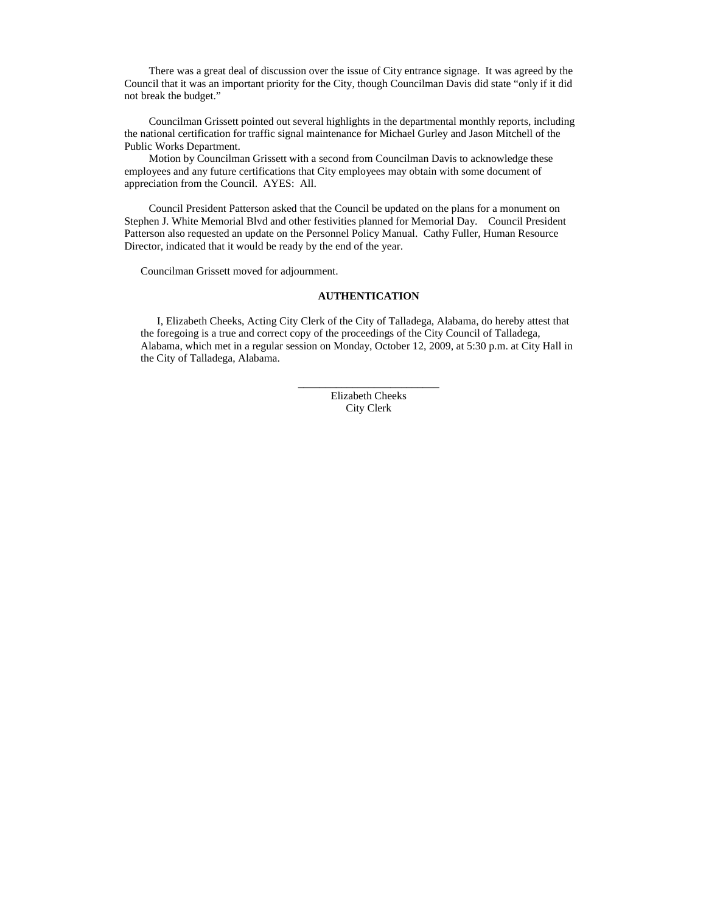There was a great deal of discussion over the issue of City entrance signage. It was agreed by the Council that it was an important priority for the City, though Councilman Davis did state "only if it did not break the budget."

Councilman Grissett pointed out several highlights in the departmental monthly reports, including the national certification for traffic signal maintenance for Michael Gurley and Jason Mitchell of the Public Works Department.

Motion by Councilman Grissett with a second from Councilman Davis to acknowledge these employees and any future certifications that City employees may obtain with some document of appreciation from the Council. AYES: All.

Council President Patterson asked that the Council be updated on the plans for a monument on Stephen J. White Memorial Blvd and other festivities planned for Memorial Day. Council President Patterson also requested an update on the Personnel Policy Manual. Cathy Fuller, Human Resource Director, indicated that it would be ready by the end of the year.

Councilman Grissett moved for adjournment.

**AUTHENTICATION**

I, Elizabeth Cheeks, Acting City Clerk of the City of Talladega, Alabama, do hereby attest that the foregoing is a true and correct copy of the proceedings of the City Council of Talladega, Alabama, which met in a regular session on Monday, October 12, 2009, at 5:30 p.m. at City Hall in the City of Talladega, Alabama.

\_\_\_\_\_\_\_\_\_\_\_\_\_\_\_\_\_\_\_\_\_\_\_\_\_\_

Elizabeth Cheeks
City Clerk